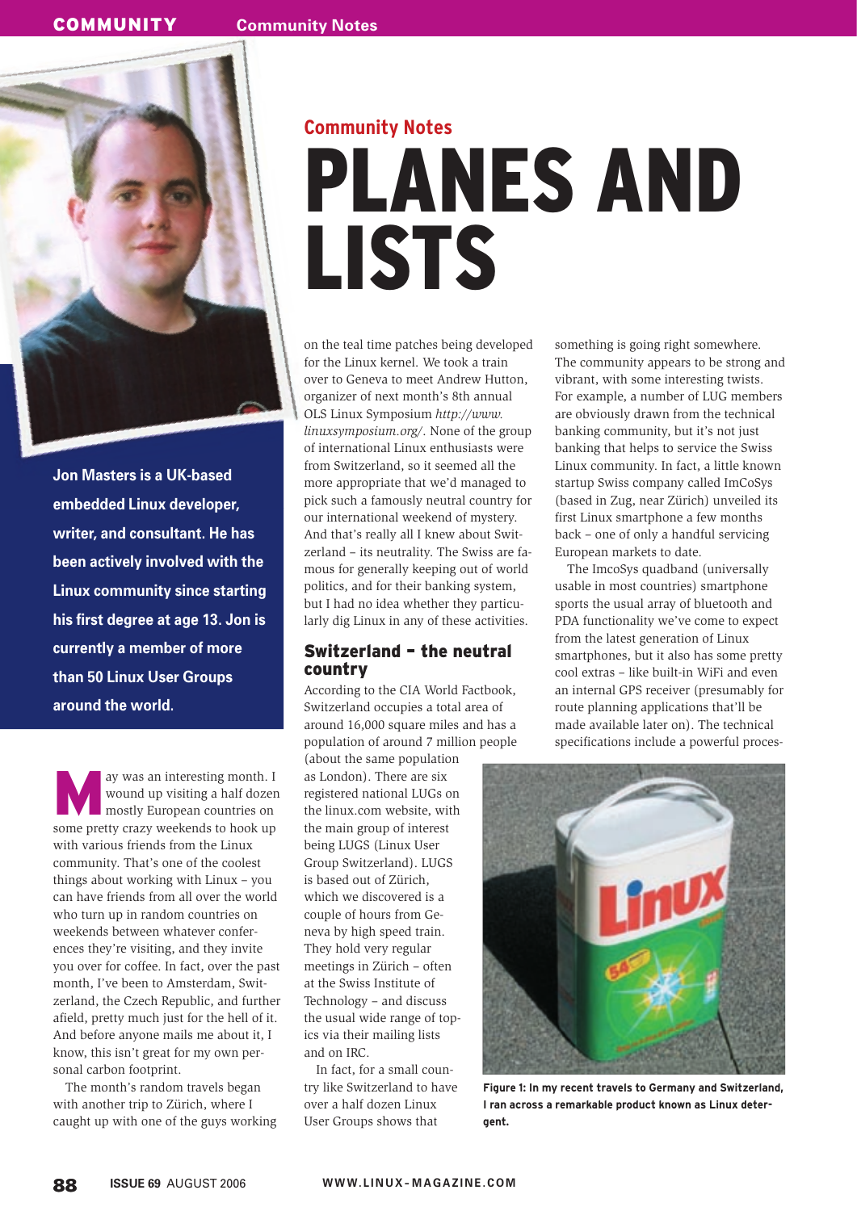## Community Notes

# PLANES AND LISTS

**Jon Masters is a UK-based embedded Linux developer, writer, and consultant. He has been actively involved with the Linux community since starting his first degree at age 13. Jon is currently a member of more than 50 Linux User Groups around the world.**

May was an interesting month. I wound up visiting a half dozen mostly European countries on some pretty crazy weekends to hook up with various friends from the Linux community. That's one of the coolest things about working with Linux – you can have friends from all over the world who turn up in random countries on weekends between whatever conferences they're visiting, and they invite you over for coffee. In fact, over the past month, I've been to Amsterdam, Switzerland, the Czech Republic, and further afield, pretty much just for the hell of it. And before anyone mails me about it, I know, this isn't great for my own personal carbon footprint.

The month's random travels began with another trip to Zürich, where I caught up with one of the guys working on the teal time patches being developed for the Linux kernel. We took a train over to Geneva to meet Andrew Hutton, organizer of next month's 8th annual OLS Linux Symposium *http://www.linuxsymposium.org/*. None of the group of international Linux enthusiasts were from Switzerland, so it seemed all the more appropriate that we'd managed to pick such a famously neutral country for our international weekend of mystery. And that's really all I knew about Switzerland – its neutrality. The Swiss are famous for generally keeping out of world politics, and for their banking system, but I had no idea whether they particularly dig Linux in any of these activities.

### Switzerland – the neutral country

According to the CIA World Factbook, Switzerland occupies a total area of around 16,000 square miles and has a population of around 7 million people (about the same population as London). There are six registered national LUGs on the linux.com website, with the main group of interest being LUGS (Linux User Group Switzerland). LUGS is based out of Zürich, which we discovered is a couple of hours from Geneva by high speed train. They hold very regular meetings in Zürich – often at the Swiss Institute of Technology – and discuss the usual wide range of topics via their mailing lists and on IRC.

In fact, for a small country like Switzerland to have over a half dozen Linux User Groups shows that something is going right somewhere. The community appears to be strong and vibrant, with some interesting twists. For example, a number of LUG members are obviously drawn from the technical banking community, but it's not just banking that helps to service the Swiss Linux community. In fact, a little known startup Swiss company called ImCoSys (based in Zug, near Zürich) unveiled its first Linux smartphone a few months back – one of only a handful servicing European markets to date.

The ImcoSys quadband (universally usable in most countries) smartphone sports the usual array of bluetooth and PDA functionality we've come to expect from the latest generation of Linux smartphones, but it also has some pretty cool extras – like built-in WiFi and even an internal GPS receiver (presumably for route planning applications that'll be made available later on). The technical specifications include a powerful proces-

**Figure 1: In my recent travels to Germany and Switzerland, I ran across a remarkable product known as Linux detergent.**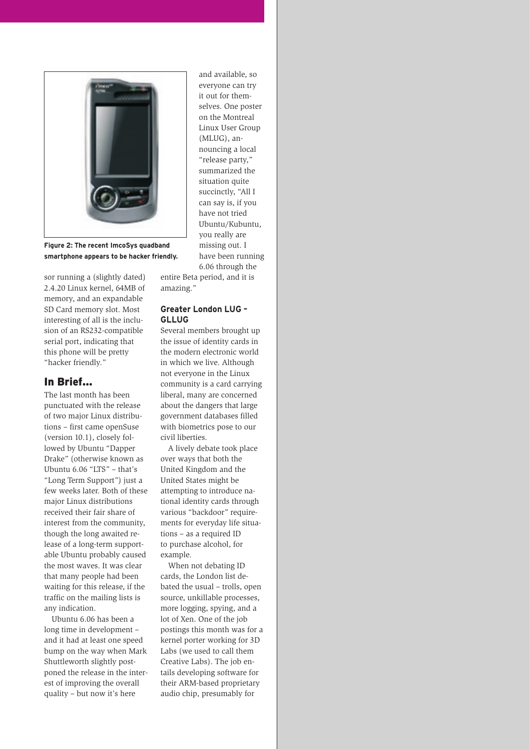Figure 2: The recent ImcoSys quadband smartphone appears to be hacker friendly.

sor running a (slightly dated) 2.4.20 Linux kernel, 64MB of memory, and an expandable SD Card memory slot. Most interesting of all is the inclusion of an RS232-compatible serial port, indicating that this phone will be pretty "hacker friendly."

## In Brief...

The last month has been punctuated with the release of two major Linux distributions – first came openSuse (version 10.1), closely followed by Ubuntu "Dapper Drake" (otherwise known as Ubuntu 6.06 "LTS" – that's "Long Term Support") just a few weeks later. Both of these major Linux distributions received their fair share of interest from the community, though the long awaited release of a long-term supportable Ubuntu probably caused the most waves. It was clear that many people had been waiting for this release, if the traffic on the mailing lists is any indication.

Ubuntu 6.06 has been a long time in development – and it had at least one speed bump on the way when Mark Shuttleworth slightly postponed the release in the interest of improving the overall quality – but now it's here and available, so everyone can try it out for themselves. One poster on the Montreal Linux User Group (MLUG), announcing a local "release party," summarized the situation quite succinctly, "All I can say is, if you have not tried Ubuntu/Kubuntu, you really are missing out. I have been running 6.06 through the entire Beta period, and it is amazing."

### Greater London LUG – GLLUG

Several members brought up the issue of identity cards in the modern electronic world in which we live. Although not everyone in the Linux community is a card carrying liberal, many are concerned about the dangers that large government databases filled with biometrics pose to our civil liberties.

A lively debate took place over ways that both the United Kingdom and the United States might be attempting to introduce national identity cards through various "backdoor" requirements for everyday life situations – as a required ID to purchase alcohol, for example.

When not debating ID cards, the London list debated the usual – trolls, open source, unkillable processes, more logging, spying, and a lot of Xen. One of the job postings this month was for a kernel porter working for 3D Labs (we used to call them Creative Labs). The job entails developing software for their ARM-based proprietary audio chip, presumably for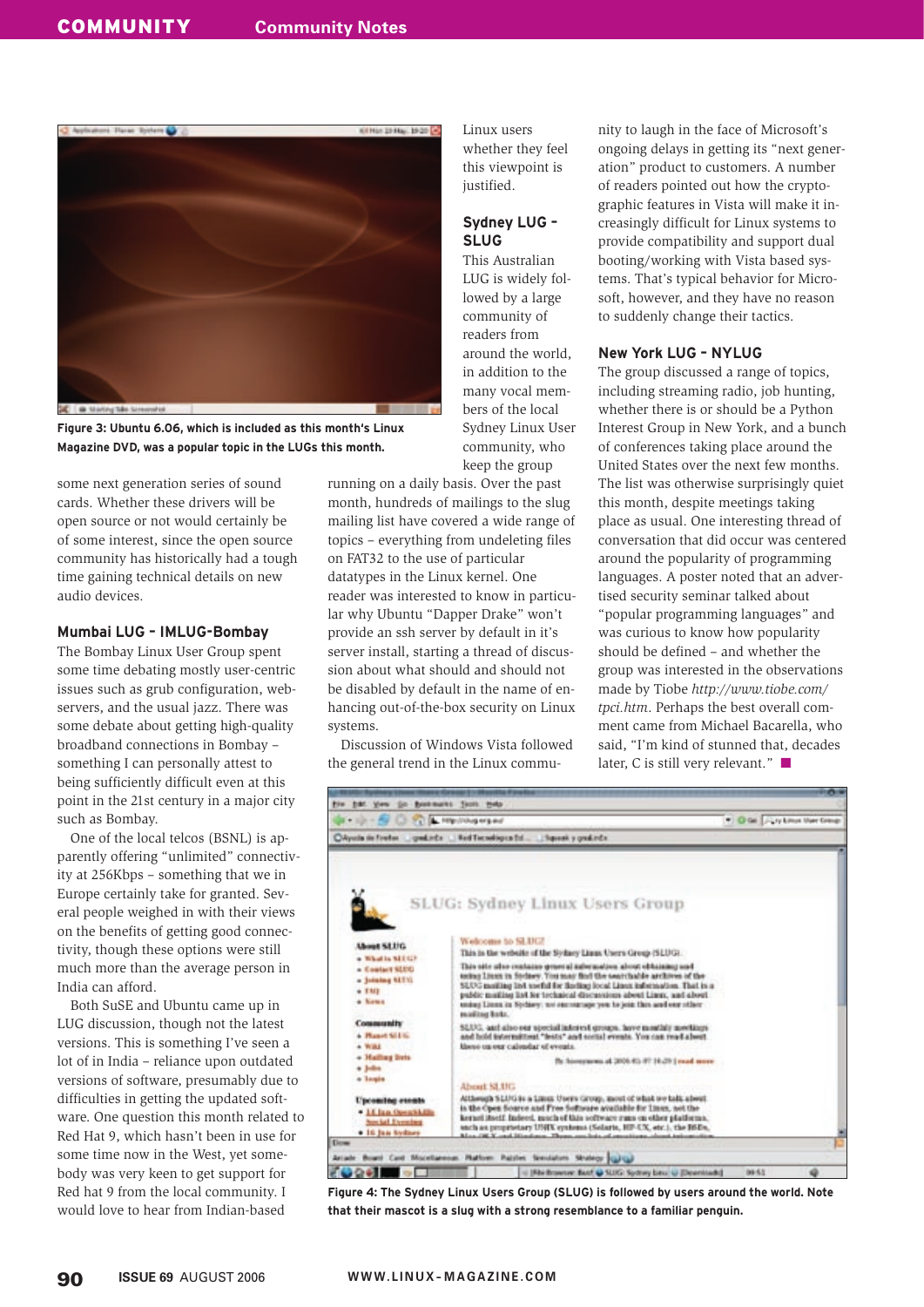Figure 3: Ubuntu 6.06, which is included as this month's Linux Magazine DVD, was a popular topic in the LUGs this month.

some next generation series of sound cards. Whether these drivers will be open source or not would certainly be of some interest, since the open source community has historically had a tough time gaining technical details on new audio devices.

### Mumbai LUG – IMLUG-Bombay

The Bombay Linux User Group spent some time debating mostly user-centric issues such as grub configuration, web-servers, and the usual jazz. There was some debate about getting high-quality broadband connections in Bombay – something I can personally attest to being sufficiently difficult even at this point in the 21st century in a major city such as Bombay.

One of the local telcos (BSNL) is apparently offering "unlimited" connectivity at 256Kbps – something that we in Europe certainly take for granted. Several people weighed in with their views on the benefits of getting good connectivity, though these options were still much more than the average person in India can afford.

Both SuSE and Ubuntu came up in LUG discussion, though not the latest versions. This is something I've seen a lot of in India – reliance upon outdated versions of software, presumably due to difficulties in getting the updated software. One question this month related to Red Hat 9, which hasn't been in use for some time now in the West, yet somebody was very keen to get support for Red hat 9 from the local community. I would love to hear from Indian-based Linux users whether they feel this viewpoint is justified.

### Sydney LUG – SLUG

This Australian LUG is widely followed by a large community of readers from around the world, in addition to the many vocal members of the local Sydney Linux User community, who keep the group running on a daily basis. Over the past month, hundreds of mailings to the slug mailing list have covered a wide range of topics – everything from undeleting files on FAT32 to the use of particular datatypes in the Linux kernel. One reader was interested to know in particular why Ubuntu "Dapper Drake" won't provide an ssh server by default in it's server install, starting a thread of discussion about what should and should not be disabled by default in the name of enhancing out-of-the-box security on Linux systems.

Discussion of Windows Vista followed the general trend in the Linux community to laugh in the face of Microsoft's ongoing delays in getting its "next generation" product to customers. A number of readers pointed out how the cryptographic features in Vista will make it increasingly difficult for Linux systems to provide compatibility and support dual booting/working with Vista based systems. That's typical behavior for Microsoft, however, and they have no reason to suddenly change their tactics.

### New York LUG – NYLUG

The group discussed a range of topics, including streaming radio, job hunting, whether there is or should be a Python Interest Group in New York, and a bunch of conferences taking place around the United States over the next few months. The list was otherwise surprisingly quiet this month, despite meetings taking place as usual. One interesting thread of conversation that did occur was centered around the popularity of programming languages. A poster noted that an advertised security seminar talked about "popular programming languages" and was curious to know how popularity should be defined – and whether the group was interested in the observations made by Tiobe *http://www.tiobe.com/tpci.htm*. Perhaps the best overall comment came from Michael Bacarella, who said, "I'm kind of stunned that, decades later, C is still very relevant." ■

Figure 4: The Sydney Linux Users Group (SLUG) is followed by users around the world. Note that their mascot is a slug with a strong resemblance to a familiar penguin.